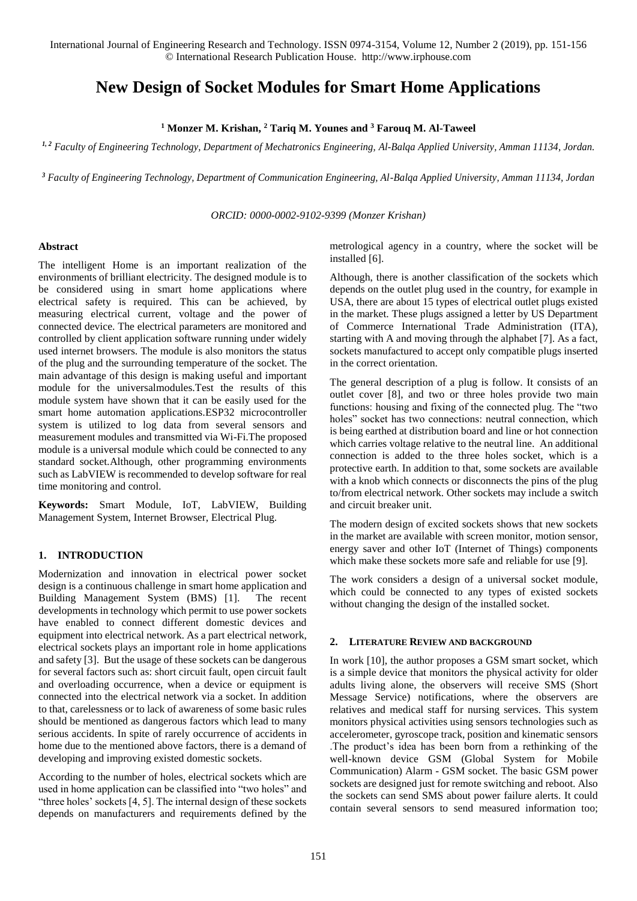# New Design of Socket Modules for Smart Home Applications

**[1] Monzer M. Krishan, [2] Tariq M. Younes and [3] Farouq M. Al-Taweel**

*[1, 2] Faculty of Engineering Technology, Department of Mechatronics Engineering, Al-Balqa Applied University, Amman 11134, Jordan.*

*[3] Faculty of Engineering Technology, Department of Communication Engineering, Al-Balqa Applied University, Amman 11134, Jordan*

*ORCID: 0000-0002-9102-9399 (Monzer Krishan)*

## Abstract

The intelligent Home is an important realization of the environments of brilliant electricity. The designed module is to be considered using in smart home applications where electrical safety is required. This can be achieved, by measuring electrical current, voltage and the power of connected device. The electrical parameters are monitored and controlled by client application software running under widely used internet browsers. The module is also monitors the status of the plug and the surrounding temperature of the socket. The main advantage of this design is making useful and important module for the universalmodules.Test the results of this module system have shown that it can be easily used for the smart home automation applications.ESP32 microcontroller system is utilized to log data from several sensors and measurement modules and transmitted via Wi-Fi.The proposed module is a universal module which could be connected to any standard socket.Although, other programming environments such as LabVIEW is recommended to develop software for real time monitoring and control.

**Keywords:** Smart Module, IoT, LabVIEW, Building Management System, Internet Browser, Electrical Plug.

## 1. INTRODUCTION

Modernization and innovation in electrical power socket design is a continuous challenge in smart home application and Building Management System (BMS) [1]. The recent developments in technology which permit to use power sockets have enabled to connect different domestic devices and equipment into electrical network. As a part electrical network, electrical sockets plays an important role in home applications and safety [3]. But the usage of these sockets can be dangerous for several factors such as: short circuit fault, open circuit fault and overloading occurrence, when a device or equipment is connected into the electrical network via a socket. In addition to that, carelessness or to lack of awareness of some basic rules should be mentioned as dangerous factors which lead to many serious accidents. In spite of rarely occurrence of accidents in home due to the mentioned above factors, there is a demand of developing and improving existed domestic sockets.

According to the number of holes, electrical sockets which are used in home application can be classified into "two holes" and "three holes' sockets [4, 5]. The internal design of these sockets depends on manufacturers and requirements defined by the metrological agency in a country, where the socket will be installed [6].

Although, there is another classification of the sockets which depends on the outlet plug used in the country, for example in USA, there are about 15 types of electrical outlet plugs existed in the market. These plugs assigned a letter by US Department of Commerce International Trade Administration (ITA), starting with A and moving through the alphabet [7]. As a fact, sockets manufactured to accept only compatible plugs inserted in the correct orientation.

The general description of a plug is follow. It consists of an outlet cover [8], and two or three holes provide two main functions: housing and fixing of the connected plug. The "two holes" socket has two connections: neutral connection, which is being earthed at distribution board and line or hot connection which carries voltage relative to the neutral line. An additional connection is added to the three holes socket, which is a protective earth. In addition to that, some sockets are available with a knob which connects or disconnects the pins of the plug to/from electrical network. Other sockets may include a switch and circuit breaker unit.

The modern design of excited sockets shows that new sockets in the market are available with screen monitor, motion sensor, energy saver and other IoT (Internet of Things) components which make these sockets more safe and reliable for use [9].

The work considers a design of a universal socket module, which could be connected to any types of existed sockets without changing the design of the installed socket.

## 2. LITERATURE REVIEW AND BACKGROUND

In work [10], the author proposes a GSM smart socket, which is a simple device that monitors the physical activity for older adults living alone, the observers will receive SMS (Short Message Service) notifications, where the observers are relatives and medical staff for nursing services. This system monitors physical activities using sensors technologies such as accelerometer, gyroscope track, position and kinematic sensors .The product's idea has been born from a rethinking of the well-known device GSM (Global System for Mobile Communication) Alarm - GSM socket. The basic GSM power sockets are designed just for remote switching and reboot. Also the sockets can send SMS about power failure alerts. It could contain several sensors to send measured information too;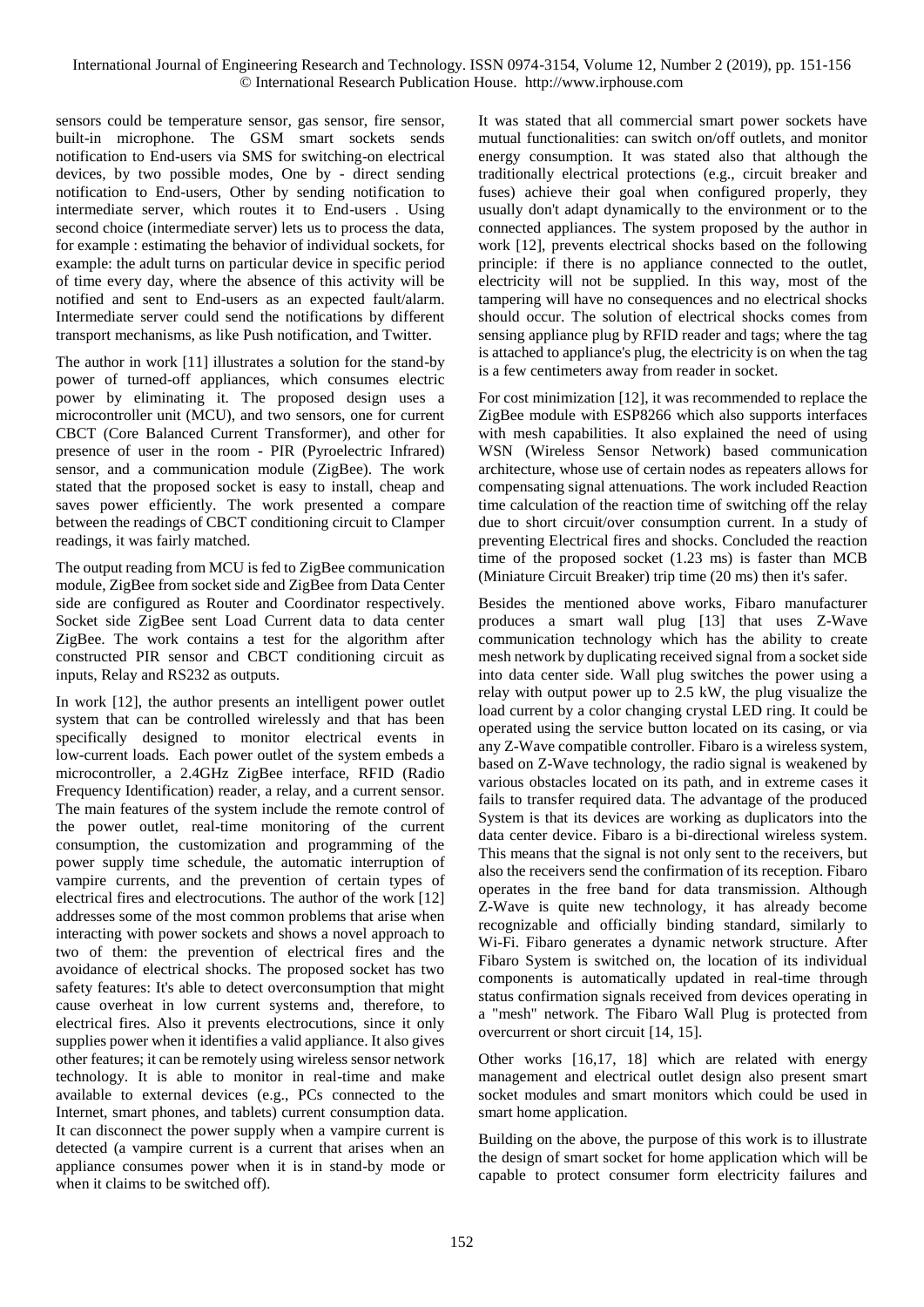sensors could be temperature sensor, gas sensor, fire sensor, built-in microphone. The GSM smart sockets sends notification to End-users via SMS for switching-on electrical devices, by two possible modes, One by - direct sending notification to End-users, Other by sending notification to intermediate server, which routes it to End-users . Using second choice (intermediate server) lets us to process the data, for example : estimating the behavior of individual sockets, for example: the adult turns on particular device in specific period of time every day, where the absence of this activity will be notified and sent to End-users as an expected fault/alarm. Intermediate server could send the notifications by different transport mechanisms, as like Push notification, and Twitter.

The author in work [11] illustrates a solution for the stand-by power of turned-off appliances, which consumes electric power by eliminating it. The proposed design uses a microcontroller unit (MCU), and two sensors, one for current CBCT (Core Balanced Current Transformer), and other for presence of user in the room - PIR (Pyroelectric Infrared) sensor, and a communication module (ZigBee). The work stated that the proposed socket is easy to install, cheap and saves power efficiently. The work presented a compare between the readings of CBCT conditioning circuit to Clamper readings, it was fairly matched.

The output reading from MCU is fed to ZigBee communication module, ZigBee from socket side and ZigBee from Data Center side are configured as Router and Coordinator respectively. Socket side ZigBee sent Load Current data to data center ZigBee. The work contains a test for the algorithm after constructed PIR sensor and CBCT conditioning circuit as inputs, Relay and RS232 as outputs.

In work [12], the author presents an intelligent power outlet system that can be controlled wirelessly and that has been specifically designed to monitor electrical events in low-current loads. Each power outlet of the system embeds a microcontroller, a 2.4GHz ZigBee interface, RFID (Radio Frequency Identification) reader, a relay, and a current sensor. The main features of the system include the remote control of the power outlet, real-time monitoring of the current consumption, the customization and programming of the power supply time schedule, the automatic interruption of vampire currents, and the prevention of certain types of electrical fires and electrocutions. The author of the work [12] addresses some of the most common problems that arise when interacting with power sockets and shows a novel approach to two of them: the prevention of electrical fires and the avoidance of electrical shocks. The proposed socket has two safety features: It's able to detect overconsumption that might cause overheat in low current systems and, therefore, to electrical fires. Also it prevents electrocutions, since it only supplies power when it identifies a valid appliance. It also gives other features; it can be remotely using wireless sensor network technology. It is able to monitor in real-time and make available to external devices (e.g., PCs connected to the Internet, smart phones, and tablets) current consumption data. It can disconnect the power supply when a vampire current is detected (a vampire current is a current that arises when an appliance consumes power when it is in stand-by mode or when it claims to be switched off).

It was stated that all commercial smart power sockets have mutual functionalities: can switch on/off outlets, and monitor energy consumption. It was stated also that although the traditionally electrical protections (e.g., circuit breaker and fuses) achieve their goal when configured properly, they usually don't adapt dynamically to the environment or to the connected appliances. The system proposed by the author in work [12], prevents electrical shocks based on the following principle: if there is no appliance connected to the outlet, electricity will not be supplied. In this way, most of the tampering will have no consequences and no electrical shocks should occur. The solution of electrical shocks comes from sensing appliance plug by RFID reader and tags; where the tag is attached to appliance's plug, the electricity is on when the tag is a few centimeters away from reader in socket.

For cost minimization [12], it was recommended to replace the ZigBee module with ESP8266 which also supports interfaces with mesh capabilities. It also explained the need of using WSN (Wireless Sensor Network) based communication architecture, whose use of certain nodes as repeaters allows for compensating signal attenuations. The work included Reaction time calculation of the reaction time of switching off the relay due to short circuit/over consumption current. In a study of preventing Electrical fires and shocks. Concluded the reaction time of the proposed socket (1.23 ms) is faster than MCB (Miniature Circuit Breaker) trip time (20 ms) then it's safer.

Besides the mentioned above works, Fibaro manufacturer produces a smart wall plug [13] that uses Z-Wave communication technology which has the ability to create mesh network by duplicating received signal from a socket side into data center side. Wall plug switches the power using a relay with output power up to 2.5 kW, the plug visualize the load current by a color changing crystal LED ring. It could be operated using the service button located on its casing, or via any Z-Wave compatible controller. Fibaro is a wireless system, based on Z-Wave technology, the radio signal is weakened by various obstacles located on its path, and in extreme cases it fails to transfer required data. The advantage of the produced System is that its devices are working as duplicators into the data center device. Fibaro is a bi-directional wireless system. This means that the signal is not only sent to the receivers, but also the receivers send the confirmation of its reception. Fibaro operates in the free band for data transmission. Although Z-Wave is quite new technology, it has already become recognizable and officially binding standard, similarly to Wi-Fi. Fibaro generates a dynamic network structure. After Fibaro System is switched on, the location of its individual components is automatically updated in real-time through status confirmation signals received from devices operating in a "mesh" network. The Fibaro Wall Plug is protected from overcurrent or short circuit [14, 15].

Other works [16,17, 18] which are related with energy management and electrical outlet design also present smart socket modules and smart monitors which could be used in smart home application.

Building on the above, the purpose of this work is to illustrate the design of smart socket for home application which will be capable to protect consumer form electricity failures and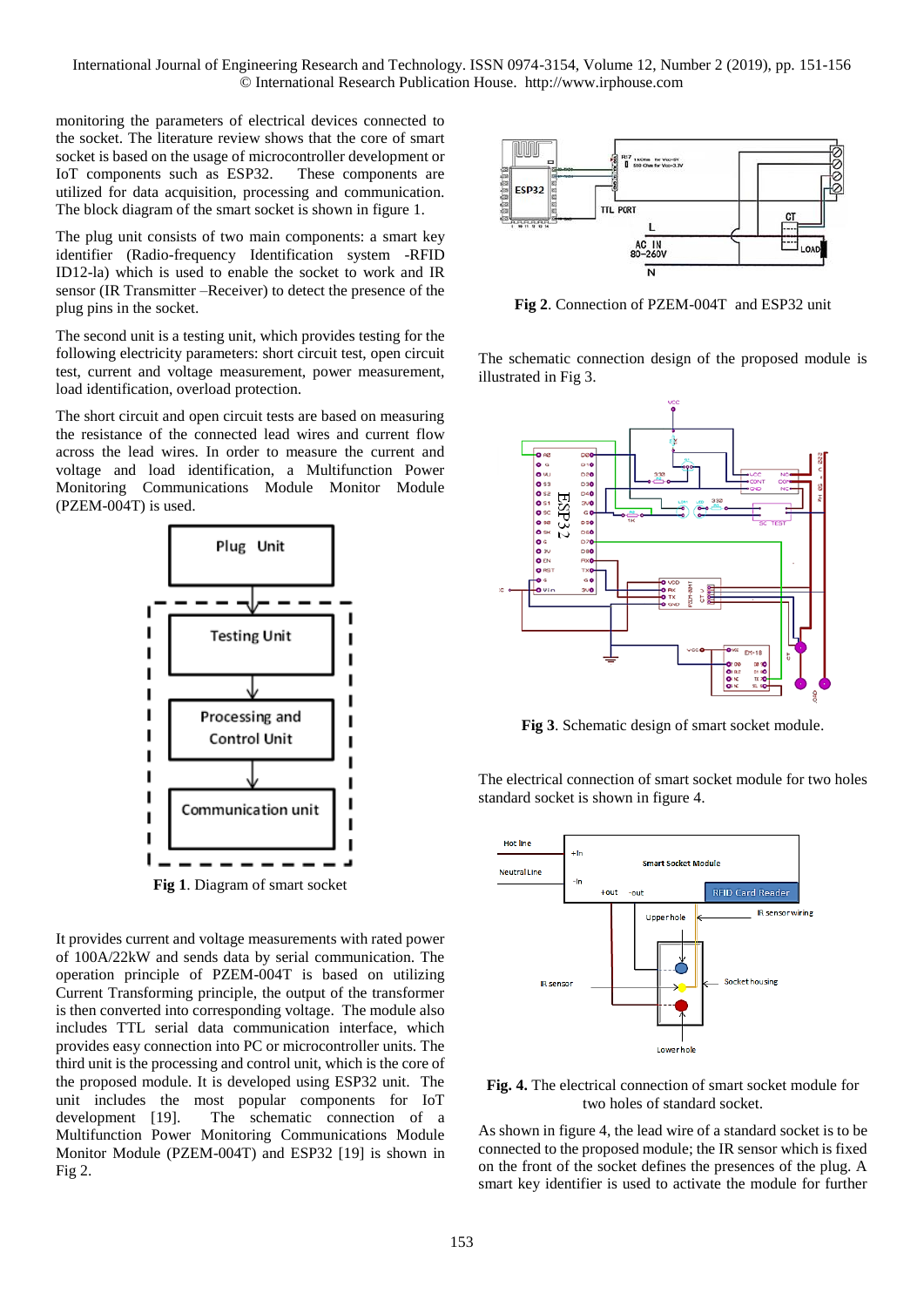monitoring the parameters of electrical devices connected to the socket. The literature review shows that the core of smart socket is based on the usage of microcontroller development or IoT components such as ESP32. These components are utilized for data acquisition, processing and communication. The block diagram of the smart socket is shown in figure 1.

The plug unit consists of two main components: a smart key identifier (Radio-frequency Identification system -RFID ID12-la) which is used to enable the socket to work and IR sensor (IR Transmitter –Receiver) to detect the presence of the plug pins in the socket.

The second unit is a testing unit, which provides testing for the following electricity parameters: short circuit test, open circuit test, current and voltage measurement, power measurement, load identification, overload protection.

The short circuit and open circuit tests are based on measuring the resistance of the connected lead wires and current flow across the lead wires. In order to measure the current and voltage and load identification, a Multifunction Power Monitoring Communications Module Monitor Module (PZEM-004T) is used.

**Fig 1**. Diagram of smart socket

It provides current and voltage measurements with rated power of 100A/22kW and sends data by serial communication. The operation principle of PZEM-004T is based on utilizing Current Transforming principle, the output of the transformer is then converted into corresponding voltage. The module also includes TTL serial data communication interface, which provides easy connection into PC or microcontroller units. The third unit is the processing and control unit, which is the core of the proposed module. It is developed using ESP32 unit. The unit includes the most popular components for IoT development [19]. The schematic connection of a Multifunction Power Monitoring Communications Module Monitor Module (PZEM-004T) and ESP32 [19] is shown in Fig 2.

**Fig 2**. Connection of PZEM-004T and ESP32 unit

The schematic connection design of the proposed module is illustrated in Fig 3.

**Fig 3**. Schematic design of smart socket module.

The electrical connection of smart socket module for two holes standard socket is shown in figure 4.

**Fig. 4.** The electrical connection of smart socket module for two holes of standard socket.

As shown in figure 4, the lead wire of a standard socket is to be connected to the proposed module; the IR sensor which is fixed on the front of the socket defines the presences of the plug. A smart key identifier is used to activate the module for further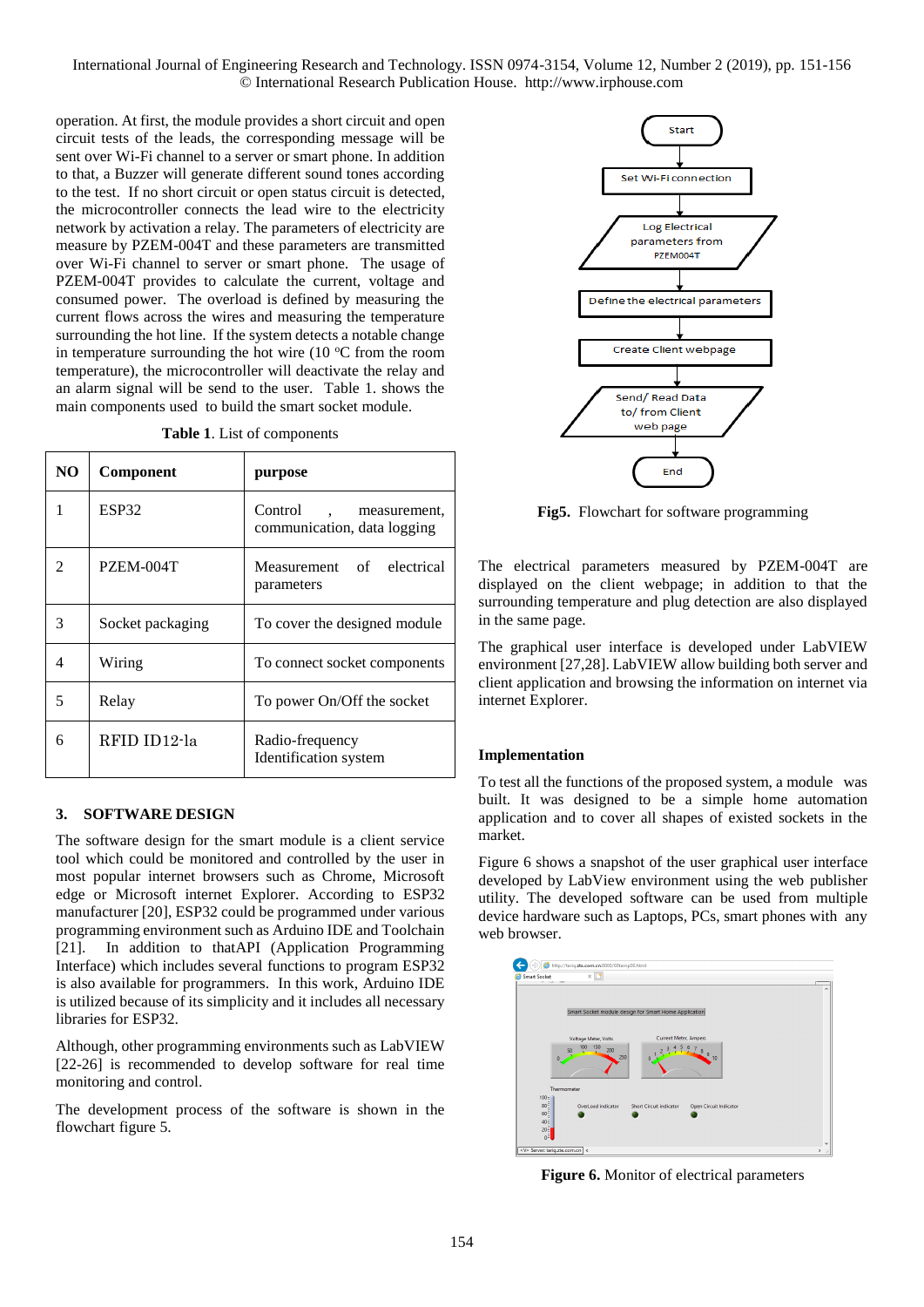operation. At first, the module provides a short circuit and open circuit tests of the leads, the corresponding message will be sent over Wi-Fi channel to a server or smart phone. In addition to that, a Buzzer will generate different sound tones according to the test. If no short circuit or open status circuit is detected, the microcontroller connects the lead wire to the electricity network by activation a relay. The parameters of electricity are measure by PZEM-004T and these parameters are transmitted over Wi-Fi channel to server or smart phone. The usage of PZEM-004T provides to calculate the current, voltage and consumed power. The overload is defined by measuring the current flows across the wires and measuring the temperature surrounding the hot line. If the system detects a notable change in temperature surrounding the hot wire (10 ºC from the room temperature), the microcontroller will deactivate the relay and an alarm signal will be send to the user. Table 1. shows the main components used to build the smart socket module.

**Table 1**. List of components

| NO | Component | purpose |
|---|---|---|
| 1 | ESP32 | Control , measurement, communication, data logging |
| 2 | PZEM-004T | Measurement of electrical parameters |
| 3 | Socket packaging | To cover the designed module |
| 4 | Wiring | To connect socket components |
| 5 | Relay | To power On/Off the socket |
| 6 | RFID ID12-la | Radio-frequency Identification system |

## 3. SOFTWARE DESIGN

The software design for the smart module is a client service tool which could be monitored and controlled by the user in most popular internet browsers such as Chrome, Microsoft edge or Microsoft internet Explorer. According to ESP32 manufacturer [20], ESP32 could be programmed under various programming environment such as Arduino IDE and Toolchain [21]. In addition to thatAPI (Application Programming Interface) which includes several functions to program ESP32 is also available for programmers. In this work, Arduino IDE is utilized because of its simplicity and it includes all necessary libraries for ESP32.

Although, other programming environments such as LabVIEW [22-26] is recommended to develop software for real time monitoring and control.

The development process of the software is shown in the flowchart figure 5.

Start → Set Wi-Fi connection → Log Electrical parameters from PZEM004T → Define the electrical parameters → Create Client webpage → Send/ Read Data to/ from Client web page → End

**Fig5.** Flowchart for software programming

The electrical parameters measured by PZEM-004T are displayed on the client webpage; in addition to that the surrounding temperature and plug detection are also displayed in the same page.

The graphical user interface is developed under LabVIEW environment [27,28]. LabVIEW allow building both server and client application and browsing the information on internet via internet Explorer.

### Implementation

To test all the functions of the proposed system, a module was built. It was designed to be a simple home automation application and to cover all shapes of existed sockets in the market.

Figure 6 shows a snapshot of the user graphical user interface developed by LabView environment using the web publisher utility. The developed software can be used from multiple device hardware such as Laptops, PCs, smart phones with any web browser.

**Figure 6.** Monitor of electrical parameters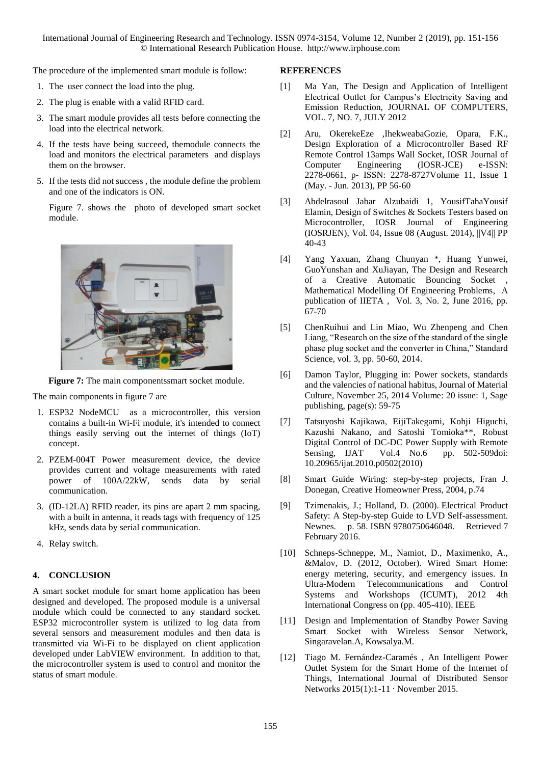The procedure of the implemented smart module is follow:

1. The user connect the load into the plug.
2. The plug is enable with a valid RFID card.
3. The smart module provides all tests before connecting the load into the electrical network.
4. If the tests have being succeed, themodule connects the load and monitors the electrical parameters and displays them on the browser.
5. If the tests did not success , the module define the problem and one of the indicators is ON.

Figure 7. shows the photo of developed smart socket module.

**Figure 7:** The main componentssmart socket module.

The main components in figure 7 are

1. ESP32 NodeMCU as a microcontroller, this version contains a built-in Wi-Fi module, it's intended to connect things easily serving out the internet of things (IoT) concept.
2. PZEM-004T Power measurement device, the device provides current and voltage measurements with rated power of 100A/22kW, sends data by serial communication.
3. (ID-12LA) RFID reader, its pins are apart 2 mm spacing, with a built in antenna, it reads tags with frequency of 125 kHz, sends data by serial communication.
4. Relay switch.

## 4. CONCLUSION

A smart socket module for smart home application has been designed and developed. The proposed module is a universal module which could be connected to any standard socket. ESP32 microcontroller system is utilized to log data from several sensors and measurement modules and then data is transmitted via Wi-Fi to be displayed on client application developed under LabVIEW environment. In addition to that, the microcontroller system is used to control and monitor the status of smart module.

## REFERENCES

[1] Ma Yan, The Design and Application of Intelligent Electrical Outlet for Campus's Electricity Saving and Emission Reduction, JOURNAL OF COMPUTERS, VOL. 7, NO. 7, JULY 2012

[2] Aru, OkerekeEze ,IhekweabaGozie, Opara, F.K., Design Exploration of a Microcontroller Based RF Remote Control 13amps Wall Socket, IOSR Journal of Computer Engineering (IOSR-JCE) e-ISSN: 2278-0661, p- ISSN: 2278-8727Volume 11, Issue 1 (May. - Jun. 2013), PP 56-60

[3] Abdelrasoul Jabar Alzubaidi 1, YousifTahaYousif Elamin, Design of Switches & Sockets Testers based on Microcontroller, IOSR Journal of Engineering (IOSRJEN), Vol. 04, Issue 08 (August. 2014), ||V4|| PP 40-43

[4] Yang Yaxuan, Zhang Chunyan *, Huang Yunwei, GuoYunshan and XuJiayan, The Design and Research of a Creative Automatic Bouncing Socket , Mathematical Modelling Of Engineering Problems, A publication of IIETA , Vol. 3, No. 2, June 2016, pp. 67-70

[5] ChenRuihui and Lin Miao, Wu Zhenpeng and Chen Liang, "Research on the size of the standard of the single phase plug socket and the converter in China," Standard Science, vol. 3, pp. 50-60, 2014.

[6] Damon Taylor, Plugging in: Power sockets, standards and the valencies of national habitus, Journal of Material Culture, November 25, 2014 Volume: 20 issue: 1, Sage publishing, page(s): 59-75

[7] Tatsuyoshi Kajikawa, EijiTakegami, Kohji Higuchi, Kazushi Nakano, and Satoshi Tomioka**, Robust Digital Control of DC-DC Power Supply with Remote Sensing, IJAT Vol.4 No.6 pp. 502-509doi: 10.20965/ijat.2010.p0502(2010)

[8] Smart Guide Wiring: step-by-step projects, Fran J. Donegan, Creative Homeowner Press, 2004, p.74

[9] Tzimenakis, J.; Holland, D. (2000). Electrical Product Safety: A Step-by-step Guide to LVD Self-assessment. Newnes. p. 58. ISBN 9780750646048. Retrieved 7 February 2016.

[10] Schneps-Schneppe, M., Namiot, D., Maximenko, A., &Malov, D. (2012, October). Wired Smart Home: energy metering, security, and emergency issues. In Ultra-Modern Telecommunications and Control Systems and Workshops (ICUMT), 2012 4th International Congress on (pp. 405-410). IEEE

[11] Design and Implementation of Standby Power Saving Smart Socket with Wireless Sensor Network, Singaravelan.A, Kowsalya.M.

[12] Tiago M. Fernández-Caramés , An Intelligent Power Outlet System for the Smart Home of the Internet of Things, International Journal of Distributed Sensor Networks 2015(1):1-11 · November 2015.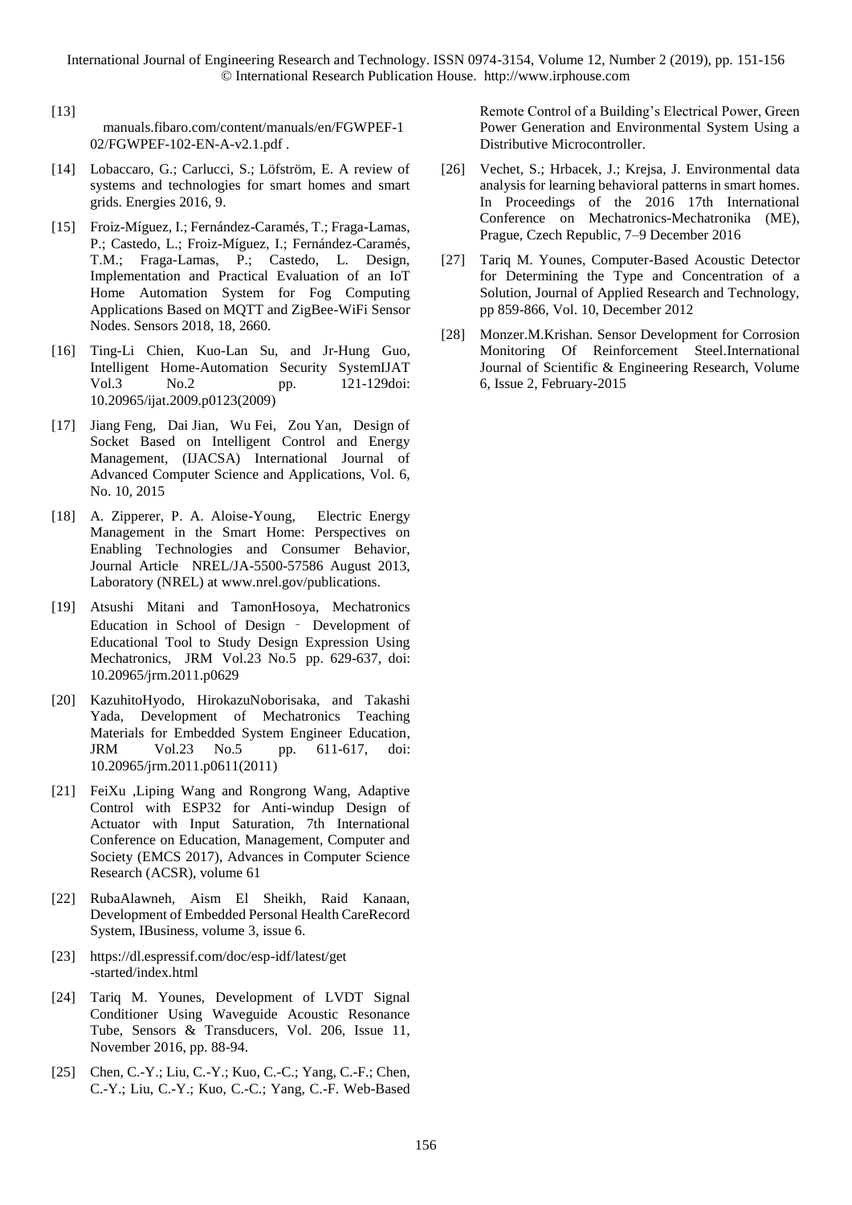[13] manuals.fibaro.com/content/manuals/en/FGWPEF-102/FGWPEF-102-EN-A-v2.1.pdf .

[14] Lobaccaro, G.; Carlucci, S.; Löfström, E. A review of systems and technologies for smart homes and smart grids. Energies 2016, 9.

[15] Froiz-Míguez, I.; Fernández-Caramés, T.; Fraga-Lamas, P.; Castedo, L.; Froiz-Míguez, I.; Fernández-Caramés, T.M.; Fraga-Lamas, P.; Castedo, L. Design, Implementation and Practical Evaluation of an IoT Home Automation System for Fog Computing Applications Based on MQTT and ZigBee-WiFi Sensor Nodes. Sensors 2018, 18, 2660.

[16] Ting-Li Chien, Kuo-Lan Su, and Jr-Hung Guo, Intelligent Home-Automation Security SystemIJAT Vol.3 No.2 pp. 121-129doi: 10.20965/ijat.2009.p0123(2009)

[17] Jiang Feng, Dai Jian, Wu Fei, Zou Yan, Design of Socket Based on Intelligent Control and Energy Management, (IJACSA) International Journal of Advanced Computer Science and Applications, Vol. 6, No. 10, 2015

[18] A. Zipperer, P. A. Aloise-Young, Electric Energy Management in the Smart Home: Perspectives on Enabling Technologies and Consumer Behavior, Journal Article NREL/JA-5500-57586 August 2013, Laboratory (NREL) at www.nrel.gov/publications.

[19] Atsushi Mitani and TamonHosoya, Mechatronics Education in School of Design ‐ Development of Educational Tool to Study Design Expression Using Mechatronics, JRM Vol.23 No.5 pp. 629-637, doi: 10.20965/jrm.2011.p0629

[20] KazuhitoHyodo, HirokazuNoborisaka, and Takashi Yada, Development of Mechatronics Teaching Materials for Embedded System Engineer Education, JRM Vol.23 No.5 pp. 611-617, doi: 10.20965/jrm.2011.p0611(2011)

[21] FeiXu ,Liping Wang and Rongrong Wang, Adaptive Control with ESP32 for Anti-windup Design of Actuator with Input Saturation, 7th International Conference on Education, Management, Computer and Society (EMCS 2017), Advances in Computer Science Research (ACSR), volume 61

[22] RubaAlawneh, Aism El Sheikh, Raid Kanaan, Development of Embedded Personal Health CareRecord System, IBusiness, volume 3, issue 6.

[23] https://dl.espressif.com/doc/esp-idf/latest/get-started/index.html

[24] Tariq M. Younes, Development of LVDT Signal Conditioner Using Waveguide Acoustic Resonance Tube, Sensors & Transducers, Vol. 206, Issue 11, November 2016, pp. 88-94.

[25] Chen, C.-Y.; Liu, C.-Y.; Kuo, C.-C.; Yang, C.-F.; Chen, C.-Y.; Liu, C.-Y.; Kuo, C.-C.; Yang, C.-F. Web-Based Remote Control of a Building's Electrical Power, Green Power Generation and Environmental System Using a Distributive Microcontroller.

[26] Vechet, S.; Hrbacek, J.; Krejsa, J. Environmental data analysis for learning behavioral patterns in smart homes. In Proceedings of the 2016 17th International Conference on Mechatronics-Mechatronika (ME), Prague, Czech Republic, 7–9 December 2016

[27] Tariq M. Younes, Computer-Based Acoustic Detector for Determining the Type and Concentration of a Solution, Journal of Applied Research and Technology, pp 859-866, Vol. 10, December 2012

[28] Monzer.M.Krishan. Sensor Development for Corrosion Monitoring Of Reinforcement Steel.International Journal of Scientific & Engineering Research, Volume 6, Issue 2, February-2015